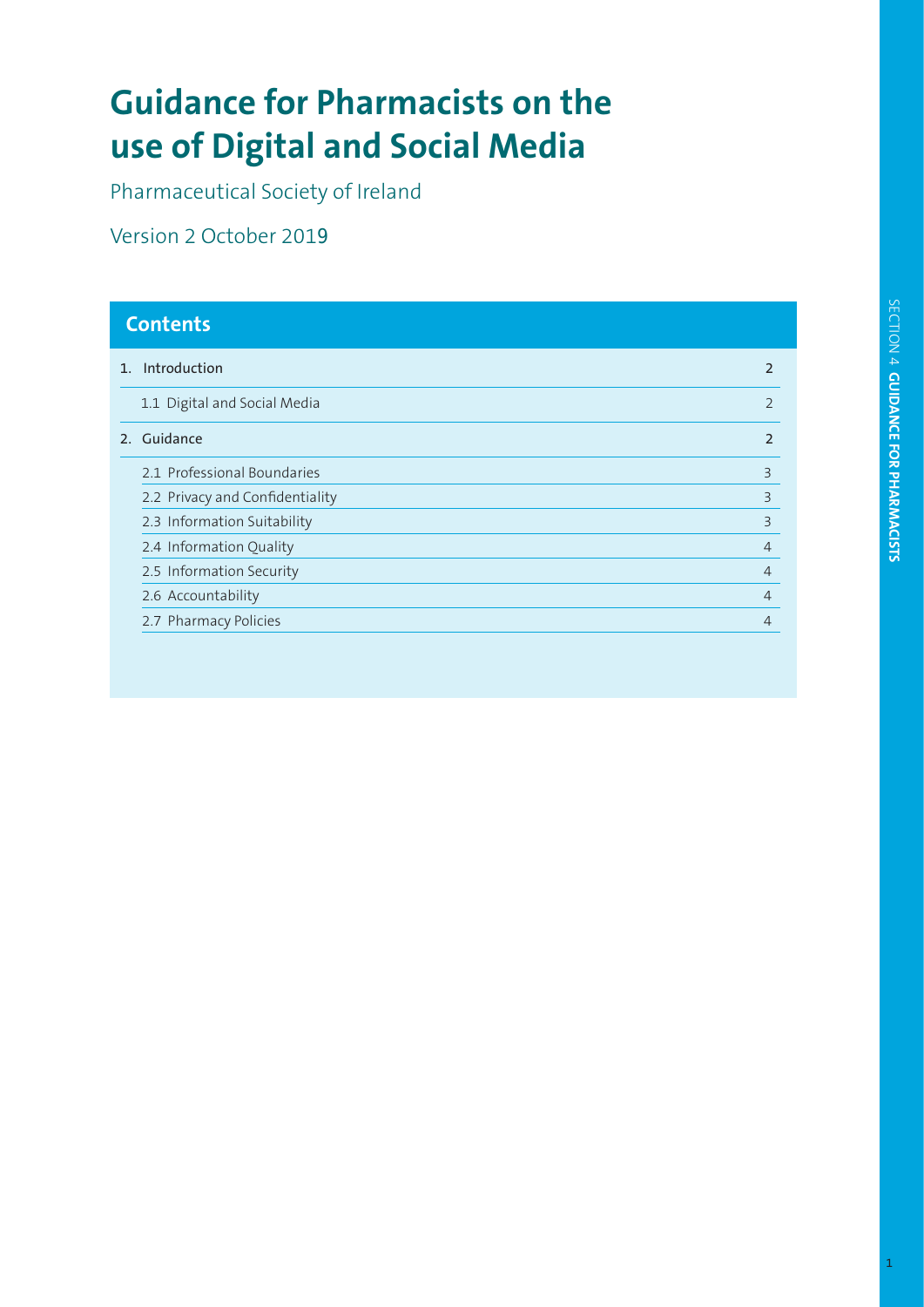# Guidance for Pharmacists on the use of Digital and Social Media

Pharmaceutical Society of Ireland

Version 2 October 2019

## Contents

| | |
|---|---|
| 1. Introduction | 2 |
| 1.1 Digital and Social Media | 2 |
| 2. Guidance | 2 |
| 2.1 Professional Boundaries | 3 |
| 2.2 Privacy and Confidentiality | 3 |
| 2.3 Information Suitability | 3 |
| 2.4 Information Quality | 4 |
| 2.5 Information Security | 4 |
| 2.6 Accountability | 4 |
| 2.7 Pharmacy Policies | 4 |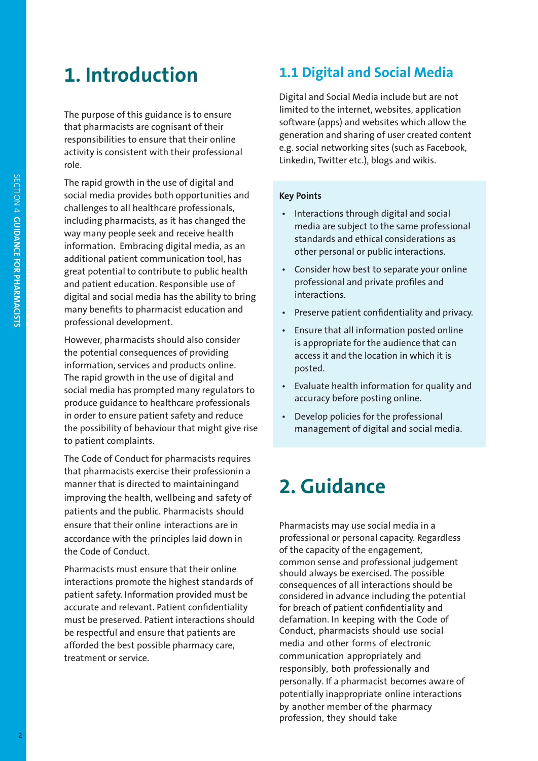# 1. Introduction

The purpose of this guidance is to ensure that pharmacists are cognisant of their responsibilities to ensure that their online activity is consistent with their professional role.

The rapid growth in the use of digital and social media provides both opportunities and challenges to all healthcare professionals, including pharmacists, as it has changed the way many people seek and receive health information. Embracing digital media, as an additional patient communication tool, has great potential to contribute to public health and patient education. Responsible use of digital and social media has the ability to bring many benefits to pharmacist education and professional development.

However, pharmacists should also consider the potential consequences of providing information, services and products online. The rapid growth in the use of digital and social media has prompted many regulators to produce guidance to healthcare professionals in order to ensure patient safety and reduce the possibility of behaviour that might give rise to patient complaints.

The Code of Conduct for pharmacists requires that pharmacists exercise their professionin a manner that is directed to maintainingand improving the health, wellbeing and safety of patients and the public. Pharmacists should ensure that their online interactions are in accordance with the principles laid down in the Code of Conduct.

Pharmacists must ensure that their online interactions promote the highest standards of patient safety. Information provided must be accurate and relevant. Patient confidentiality must be preserved. Patient interactions should be respectful and ensure that patients are afforded the best possible pharmacy care, treatment or service.

## 1.1 Digital and Social Media

Digital and Social Media include but are not limited to the internet, websites, application software (apps) and websites which allow the generation and sharing of user created content e.g. social networking sites (such as Facebook, Linkedin, Twitter etc.), blogs and wikis.

**Key Points**

- Interactions through digital and social media are subject to the same professional standards and ethical considerations as other personal or public interactions.
- Consider how best to separate your online professional and private profiles and interactions.
- Preserve patient confidentiality and privacy.
- Ensure that all information posted online is appropriate for the audience that can access it and the location in which it is posted.
- Evaluate health information for quality and accuracy before posting online.
- Develop policies for the professional management of digital and social media.

# 2. Guidance

Pharmacists may use social media in a professional or personal capacity. Regardless of the capacity of the engagement, common sense and professional judgement should always be exercised. The possible consequences of all interactions should be considered in advance including the potential for breach of patient confidentiality and defamation. In keeping with the Code of Conduct, pharmacists should use social media and other forms of electronic communication appropriately and responsibly, both professionally and personally. If a pharmacist becomes aware of potentially inappropriate online interactions by another member of the pharmacy profession, they should take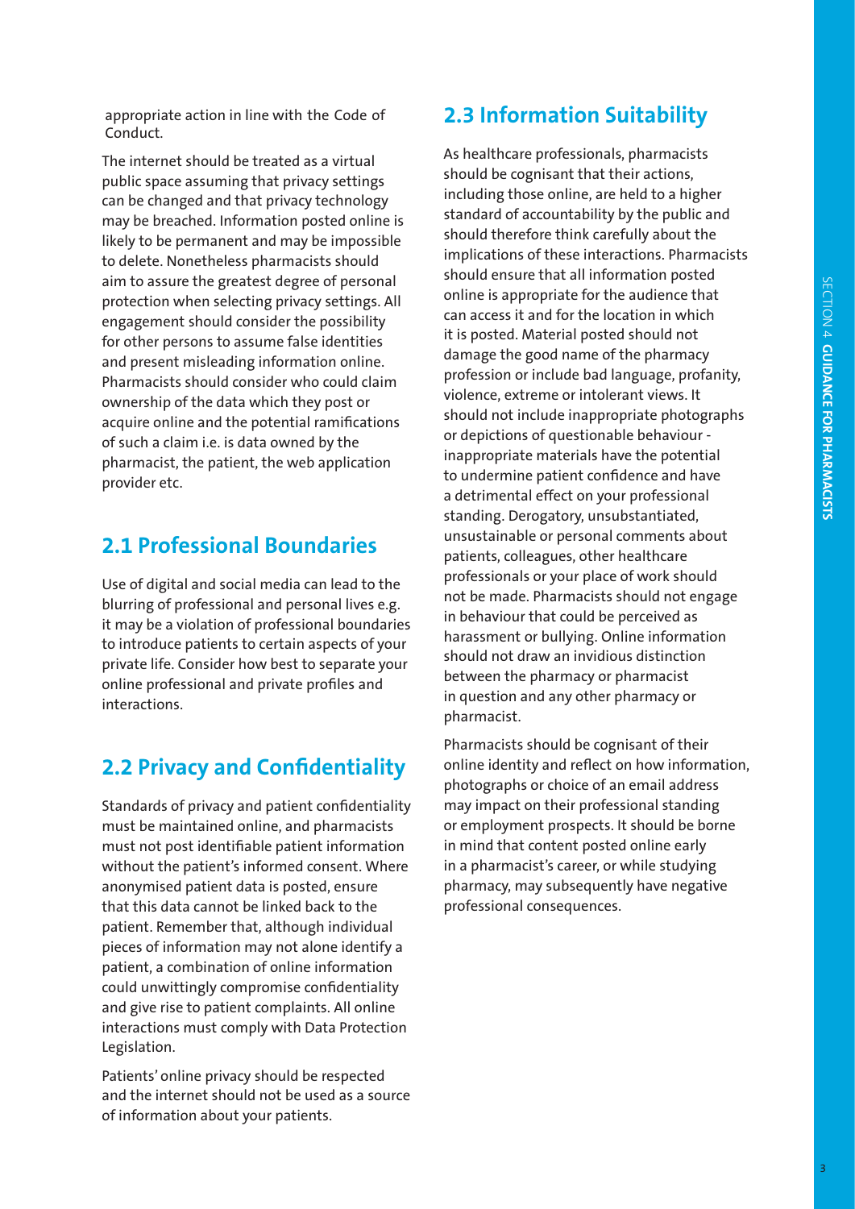appropriate action in line with the Code of Conduct.

The internet should be treated as a virtual public space assuming that privacy settings can be changed and that privacy technology may be breached. Information posted online is likely to be permanent and may be impossible to delete. Nonetheless pharmacists should aim to assure the greatest degree of personal protection when selecting privacy settings. All engagement should consider the possibility for other persons to assume false identities and present misleading information online. Pharmacists should consider who could claim ownership of the data which they post or acquire online and the potential ramifications of such a claim i.e. is data owned by the pharmacist, the patient, the web application provider etc.

## 2.1 Professional Boundaries

Use of digital and social media can lead to the blurring of professional and personal lives e.g. it may be a violation of professional boundaries to introduce patients to certain aspects of your private life. Consider how best to separate your online professional and private profiles and interactions.

## 2.2 Privacy and Confidentiality

Standards of privacy and patient confidentiality must be maintained online, and pharmacists must not post identifiable patient information without the patient's informed consent. Where anonymised patient data is posted, ensure that this data cannot be linked back to the patient. Remember that, although individual pieces of information may not alone identify a patient, a combination of online information could unwittingly compromise confidentiality and give rise to patient complaints. All online interactions must comply with Data Protection Legislation.

Patients' online privacy should be respected and the internet should not be used as a source of information about your patients.

## 2.3 Information Suitability

As healthcare professionals, pharmacists should be cognisant that their actions, including those online, are held to a higher standard of accountability by the public and should therefore think carefully about the implications of these interactions. Pharmacists should ensure that all information posted online is appropriate for the audience that can access it and for the location in which it is posted. Material posted should not damage the good name of the pharmacy profession or include bad language, profanity, violence, extreme or intolerant views. It should not include inappropriate photographs or depictions of questionable behaviour - inappropriate materials have the potential to undermine patient confidence and have a detrimental effect on your professional standing. Derogatory, unsubstantiated, unsustainable or personal comments about patients, colleagues, other healthcare professionals or your place of work should not be made. Pharmacists should not engage in behaviour that could be perceived as harassment or bullying. Online information should not draw an invidious distinction between the pharmacy or pharmacist in question and any other pharmacy or pharmacist.

Pharmacists should be cognisant of their online identity and reflect on how information, photographs or choice of an email address may impact on their professional standing or employment prospects. It should be borne in mind that content posted online early in a pharmacist's career, or while studying pharmacy, may subsequently have negative professional consequences.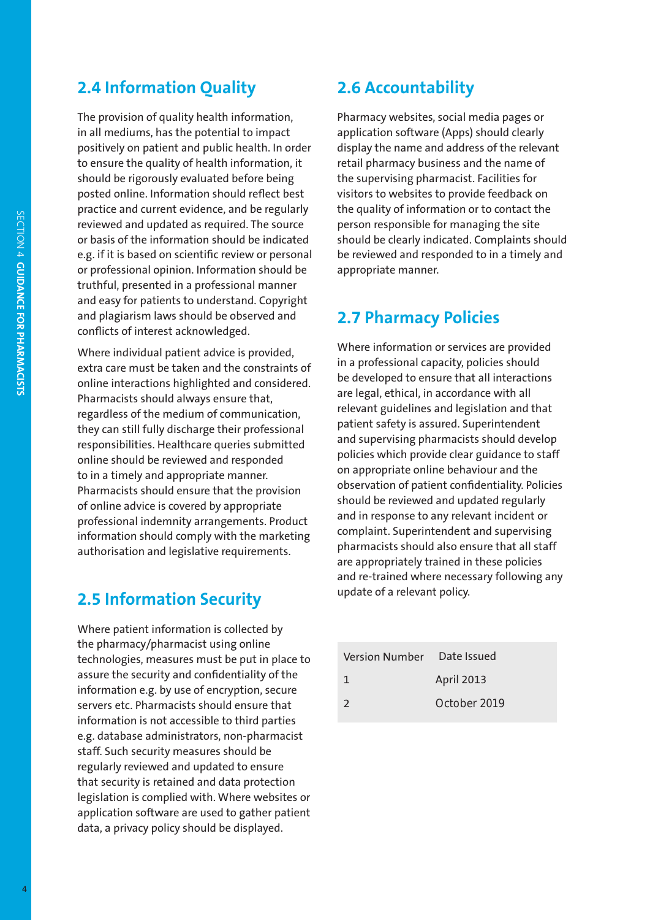## 2.4 Information Quality

The provision of quality health information, in all mediums, has the potential to impact positively on patient and public health. In order to ensure the quality of health information, it should be rigorously evaluated before being posted online. Information should reflect best practice and current evidence, and be regularly reviewed and updated as required. The source or basis of the information should be indicated e.g. if it is based on scientific review or personal or professional opinion. Information should be truthful, presented in a professional manner and easy for patients to understand. Copyright and plagiarism laws should be observed and conflicts of interest acknowledged.

Where individual patient advice is provided, extra care must be taken and the constraints of online interactions highlighted and considered. Pharmacists should always ensure that, regardless of the medium of communication, they can still fully discharge their professional responsibilities. Healthcare queries submitted online should be reviewed and responded to in a timely and appropriate manner. Pharmacists should ensure that the provision of online advice is covered by appropriate professional indemnity arrangements. Product information should comply with the marketing authorisation and legislative requirements.

## 2.5 Information Security

Where patient information is collected by the pharmacy/pharmacist using online technologies, measures must be put in place to assure the security and confidentiality of the information e.g. by use of encryption, secure servers etc. Pharmacists should ensure that information is not accessible to third parties e.g. database administrators, non-pharmacist staff. Such security measures should be regularly reviewed and updated to ensure that security is retained and data protection legislation is complied with. Where websites or application software are used to gather patient data, a privacy policy should be displayed.

## 2.6 Accountability

Pharmacy websites, social media pages or application software (Apps) should clearly display the name and address of the relevant retail pharmacy business and the name of the supervising pharmacist. Facilities for visitors to websites to provide feedback on the quality of information or to contact the person responsible for managing the site should be clearly indicated. Complaints should be reviewed and responded to in a timely and appropriate manner.

## 2.7 Pharmacy Policies

Where information or services are provided in a professional capacity, policies should be developed to ensure that all interactions are legal, ethical, in accordance with all relevant guidelines and legislation and that patient safety is assured. Superintendent and supervising pharmacists should develop policies which provide clear guidance to staff on appropriate online behaviour and the observation of patient confidentiality. Policies should be reviewed and updated regularly and in response to any relevant incident or complaint. Superintendent and supervising pharmacists should also ensure that all staff are appropriately trained in these policies and re-trained where necessary following any update of a relevant policy.

| Version Number | Date Issued |
|---|---|
| 1 | April 2013 |
| 2 | October 2019 |